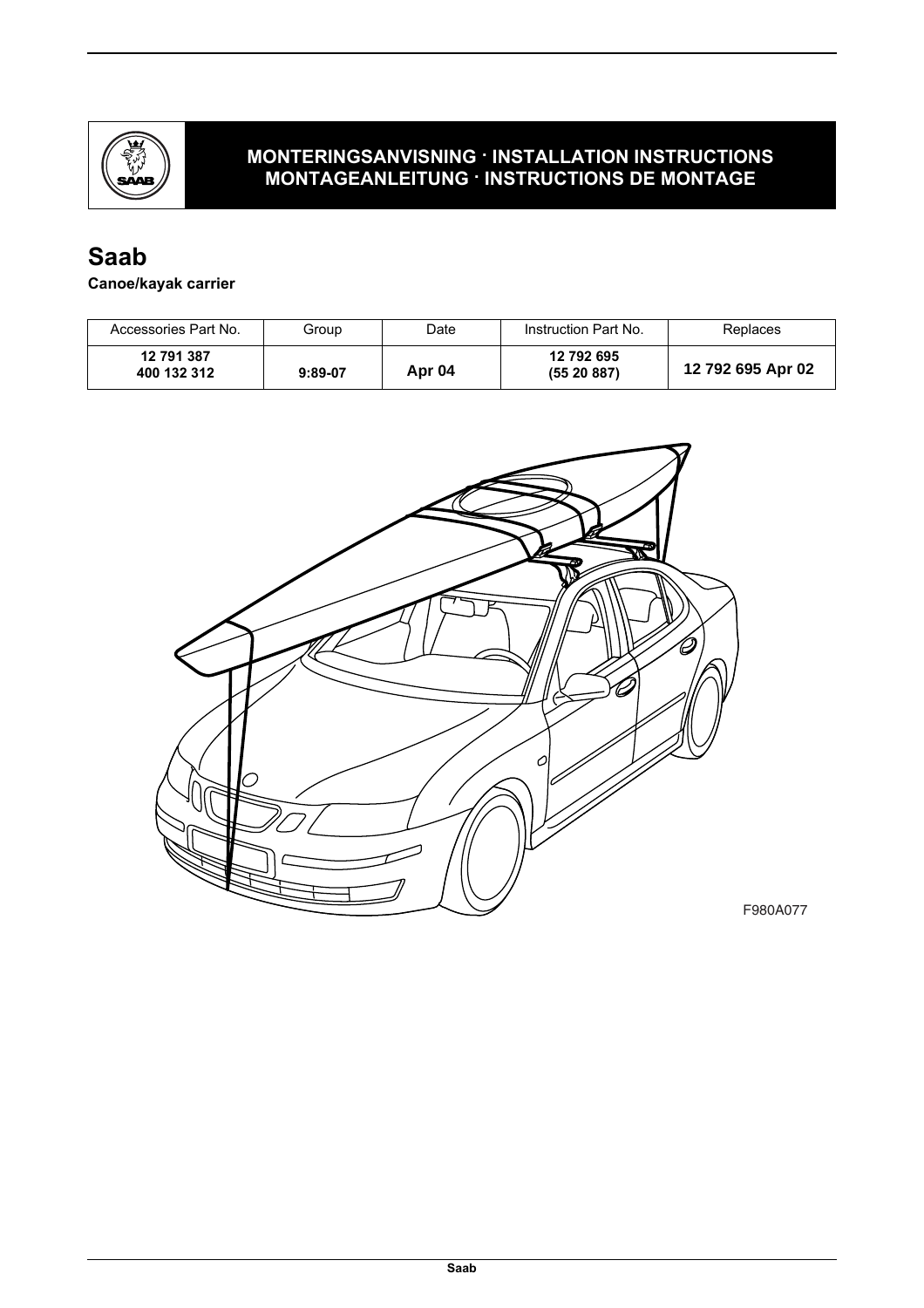**MONTERINGSANVISNING · INSTALLATION INSTRUCTIONS**
**MONTAGEANLEITUNG · INSTRUCTIONS DE MONTAGE**

# Saab

**Canoe/kayak carrier**

| Accessories Part No. | Group | Date | Instruction Part No. | Replaces |
|---|---|---|---|---|
| **12 791 387**<br>**400 132 312** | **9:89-07** | **Apr 04** | **12 792 695**<br>**(55 20 887)** | **12 792 695 Apr 02** |

F980A077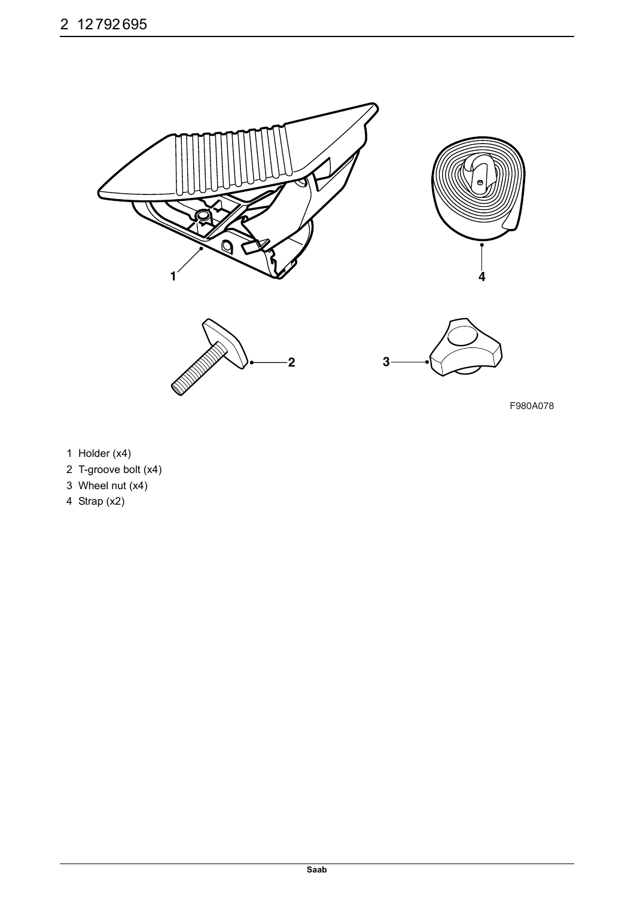F980A078

1 Holder (x4)
2 T-groove bolt (x4)
3 Wheel nut (x4)
4 Strap (x2)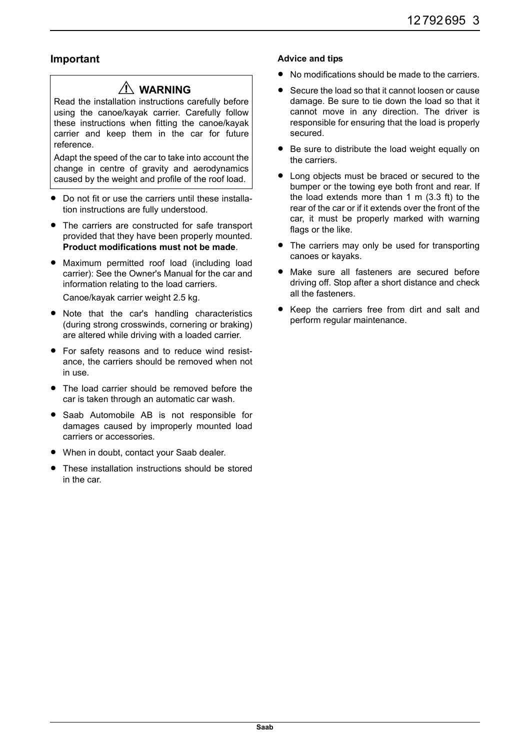## Important

> ⚠ **WARNING**
>
> Read the installation instructions carefully before using the canoe/kayak carrier. Carefully follow these instructions when fitting the canoe/kayak carrier and keep them in the car for future reference.
>
> Adapt the speed of the car to take into account the change in centre of gravity and aerodynamics caused by the weight and profile of the roof load.

- Do not fit or use the carriers until these installation instructions are fully understood.
- The carriers are constructed for safe transport provided that they have been properly mounted. **Product modifications must not be made**.
- Maximum permitted roof load (including load carrier): See the Owner's Manual for the car and information relating to the load carriers.

  Canoe/kayak carrier weight 2.5 kg.
- Note that the car's handling characteristics (during strong crosswinds, cornering or braking) are altered while driving with a loaded carrier.
- For safety reasons and to reduce wind resistance, the carriers should be removed when not in use.
- The load carrier should be removed before the car is taken through an automatic car wash.
- Saab Automobile AB is not responsible for damages caused by improperly mounted load carriers or accessories.
- When in doubt, contact your Saab dealer.
- These installation instructions should be stored in the car.

**Advice and tips**

- No modifications should be made to the carriers.
- Secure the load so that it cannot loosen or cause damage. Be sure to tie down the load so that it cannot move in any direction. The driver is responsible for ensuring that the load is properly secured.
- Be sure to distribute the load weight equally on the carriers.
- Long objects must be braced or secured to the bumper or the towing eye both front and rear. If the load extends more than 1 m (3.3 ft) to the rear of the car or if it extends over the front of the car, it must be properly marked with warning flags or the like.
- The carriers may only be used for transporting canoes or kayaks.
- Make sure all fasteners are secured before driving off. Stop after a short distance and check all the fasteners.
- Keep the carriers free from dirt and salt and perform regular maintenance.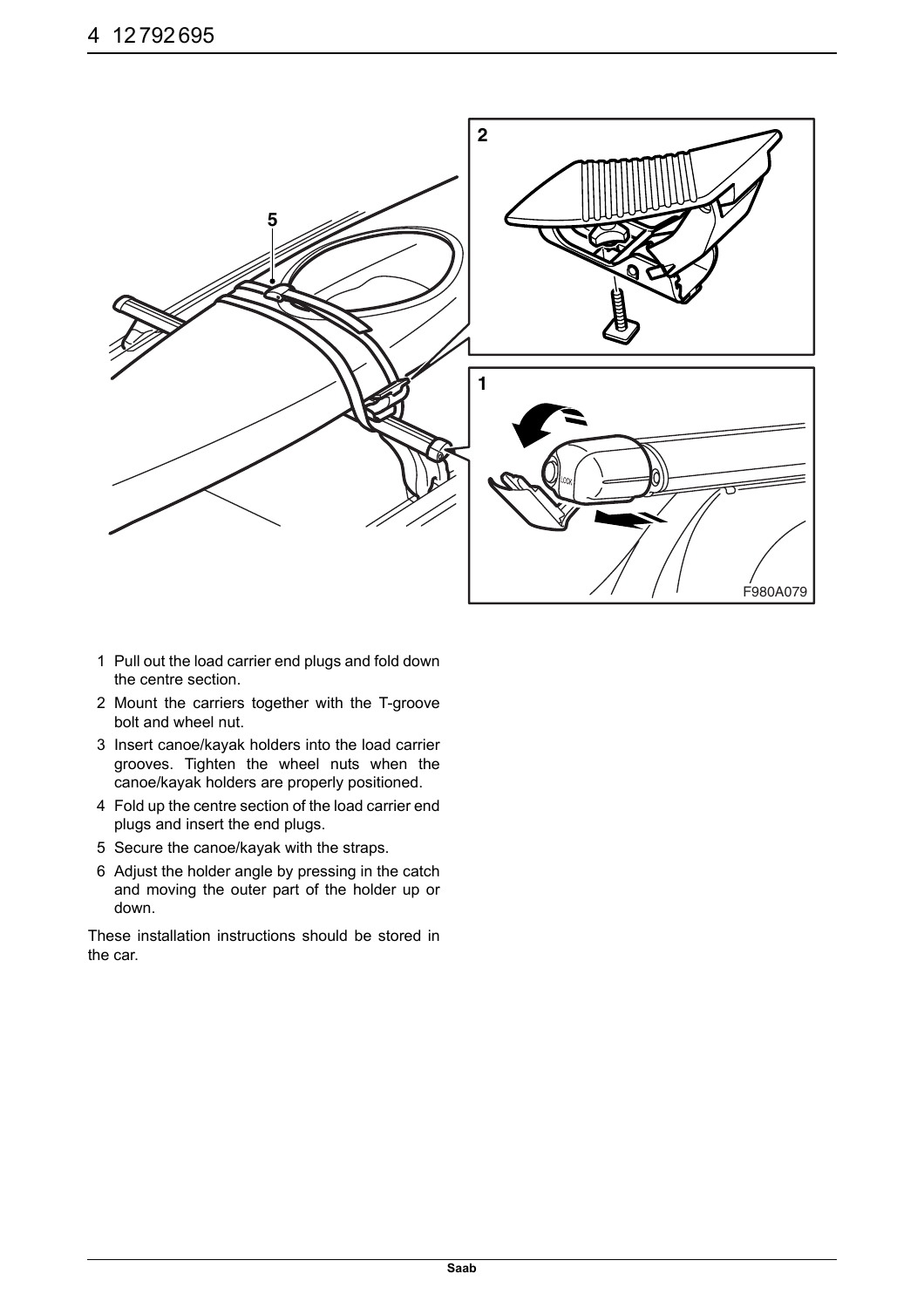1. Pull out the load carrier end plugs and fold down the centre section.
2. Mount the carriers together with the T-groove bolt and wheel nut.
3. Insert canoe/kayak holders into the load carrier grooves. Tighten the wheel nuts when the canoe/kayak holders are properly positioned.
4. Fold up the centre section of the load carrier end plugs and insert the end plugs.
5. Secure the canoe/kayak with the straps.
6. Adjust the holder angle by pressing in the catch and moving the outer part of the holder up or down.

These installation instructions should be stored in the car.